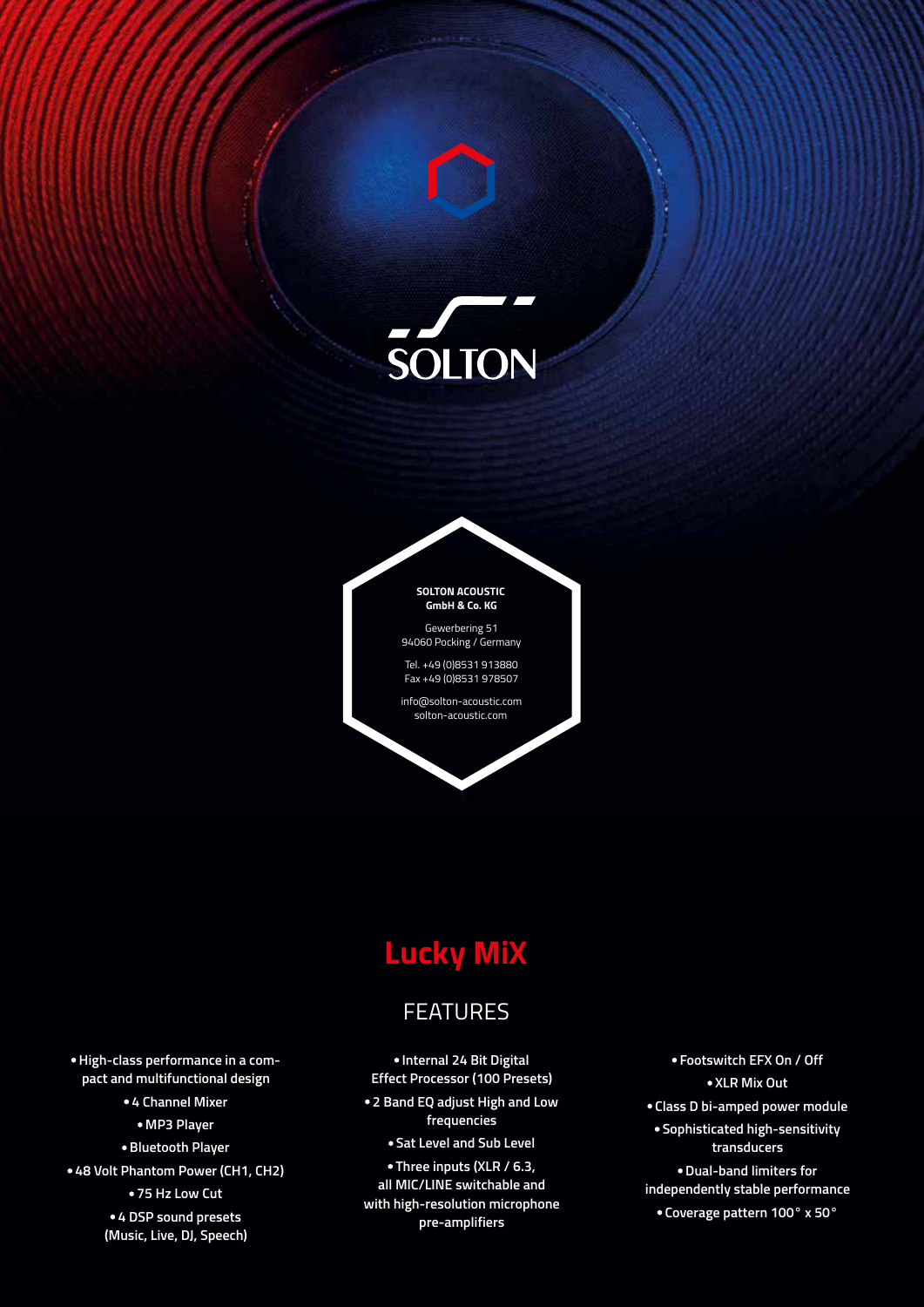SOLTON

**SOLTON ACOUSTIC GmbH & Co. KG**

Gewerbering 51
94060 Pocking / Germany

Tel. +49 (0)8531 913880
Fax +49 (0)8531 978507

info@solton-acoustic.com
solton-acoustic.com

# Lucky MiX

## FEATURES

- **High-class performance in a compact and multifunctional design**
- **4 Channel Mixer**
- **MP3 Player**
- **Bluetooth Player**
- **48 Volt Phantom Power (CH1, CH2)**
- **75 Hz Low Cut**
- **4 DSP sound presets (Music, Live, DJ, Speech)**
- **Internal 24 Bit Digital Effect Processor (100 Presets)**
- **2 Band EQ adjust High and Low frequencies**
- **Sat Level and Sub Level**
- **Three inputs (XLR / 6.3, all MIC/LINE switchable and with high-resolution microphone pre-amplifiers**
- **Footswitch EFX On / Off**
- **XLR Mix Out**
- **Class D bi-amped power module**
- **Sophisticated high-sensitivity transducers**
- **Dual-band limiters for independently stable performance**
- **Coverage pattern 100° x 50°**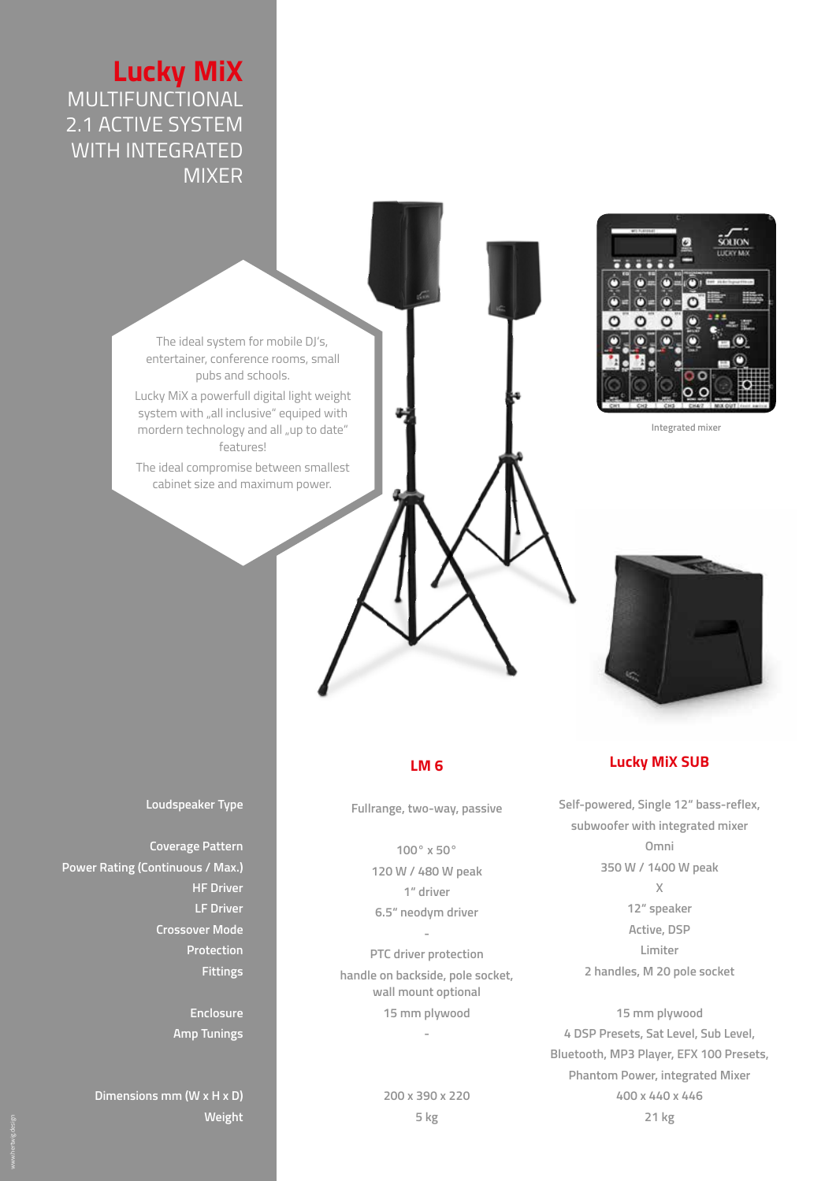# Lucky MiX

MULTIFUNCTIONAL 2.1 ACTIVE SYSTEM WITH INTEGRATED MIXER

The ideal system for mobile DJ's, entertainer, conference rooms, small pubs and schools.

Lucky MiX a powerfull digital light weight system with „all inclusive" equiped with mordern technology and all „up to date" features!

The ideal compromise between smallest cabinet size and maximum power.

Integrated mixer

| | LM 6 | Lucky MiX SUB |
|---|---|---|
| Loudspeaker Type | Fullrange, two-way, passive | Self-powered, Single 12" bass-reflex, subwoofer with integrated mixer |
| Coverage Pattern | 100° x 50° | Omni |
| Power Rating (Continuous / Max.) | 120 W / 480 W peak | 350 W / 1400 W peak |
| HF Driver | 1" driver | X |
| LF Driver | 6.5" neodym driver | 12" speaker |
| Crossover Mode | - | Active, DSP |
| Protection | PTC driver protection | Limiter |
| Fittings | handle on backside, pole socket, wall mount optional | 2 handles, M 20 pole socket |
| Enclosure | 15 mm plywood | 15 mm plywood |
| Amp Tunings | - | 4 DSP Presets, Sat Level, Sub Level, Bluetooth, MP3 Player, EFX 100 Presets, Phantom Power, integrated Mixer |
| Dimensions mm (W x H x D) | 200 x 390 x 220 | 400 x 440 x 446 |
| Weight | 5 kg | 21 kg |